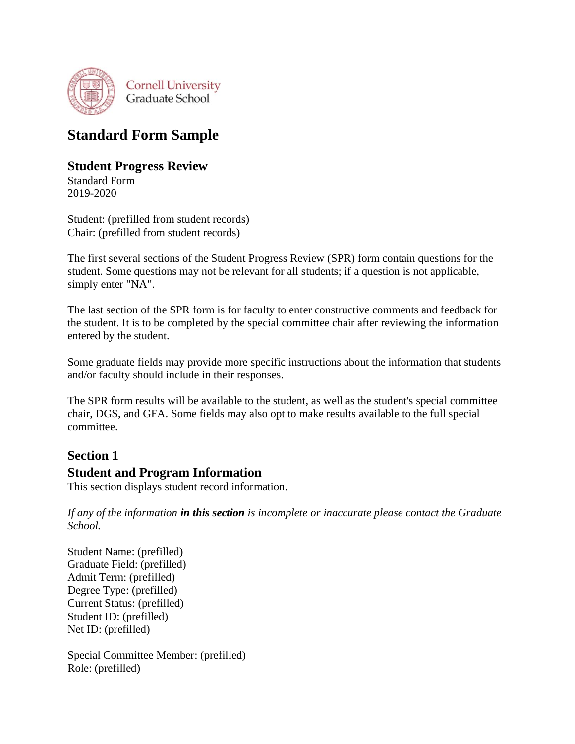Cornell University
Graduate School

# Standard Form Sample

## Student Progress Review

Standard Form
2019-2020

Student: (prefilled from student records)
Chair: (prefilled from student records)

The first several sections of the Student Progress Review (SPR) form contain questions for the student. Some questions may not be relevant for all students; if a question is not applicable, simply enter "NA".

The last section of the SPR form is for faculty to enter constructive comments and feedback for the student. It is to be completed by the special committee chair after reviewing the information entered by the student.

Some graduate fields may provide more specific instructions about the information that students and/or faculty should include in their responses.

The SPR form results will be available to the student, as well as the student's special committee chair, DGS, and GFA. Some fields may also opt to make results available to the full special committee.

## Section 1

## Student and Program Information

This section displays student record information.

*If any of the information **in this section** is incomplete or inaccurate please contact the Graduate School.*

Student Name: (prefilled)
Graduate Field: (prefilled)
Admit Term: (prefilled)
Degree Type: (prefilled)
Current Status: (prefilled)
Student ID: (prefilled)
Net ID: (prefilled)

Special Committee Member: (prefilled)
Role: (prefilled)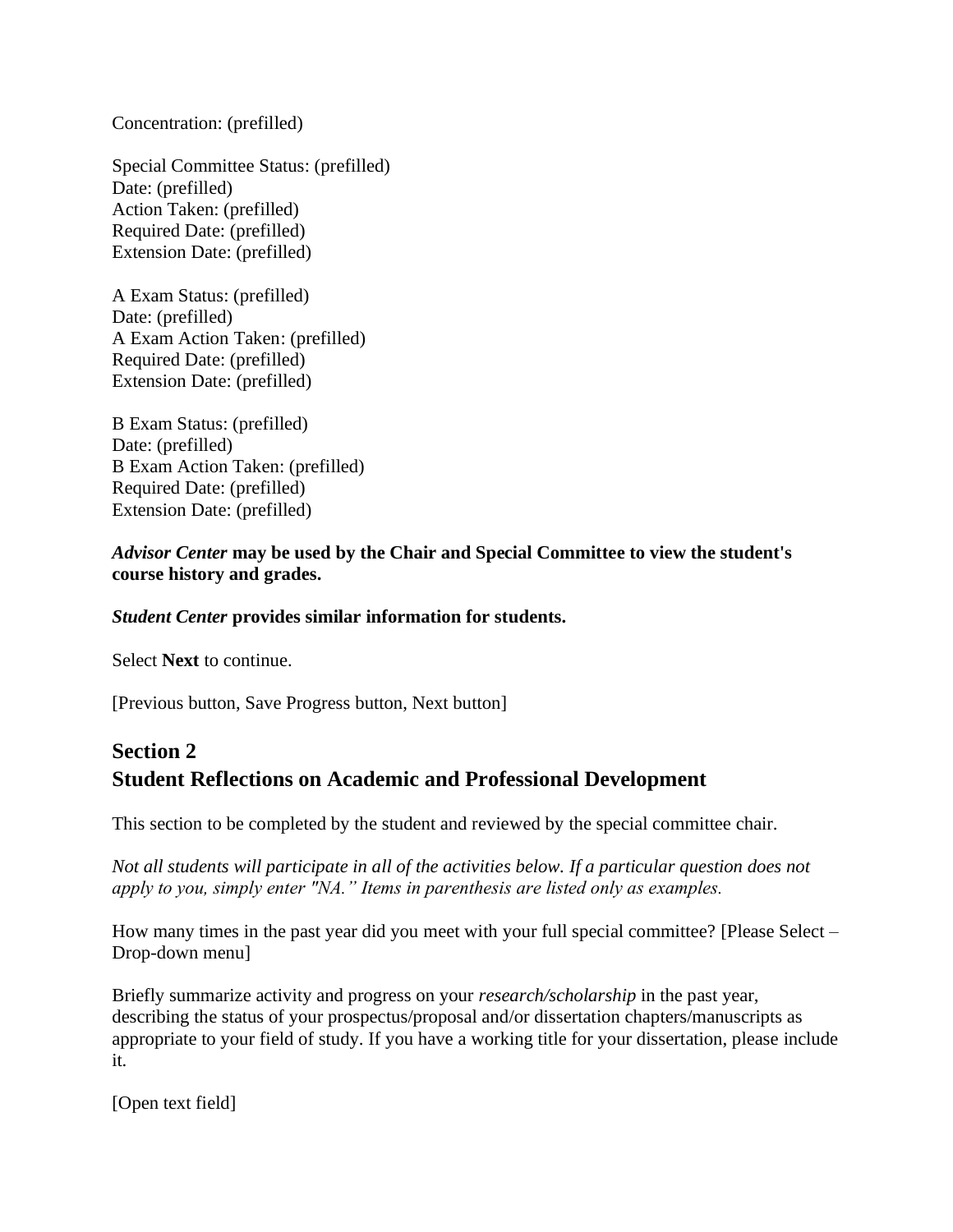Concentration: (prefilled)

Special Committee Status: (prefilled)
Date: (prefilled)
Action Taken: (prefilled)
Required Date: (prefilled)
Extension Date: (prefilled)

A Exam Status: (prefilled)
Date: (prefilled)
A Exam Action Taken: (prefilled)
Required Date: (prefilled)
Extension Date: (prefilled)

B Exam Status: (prefilled)
Date: (prefilled)
B Exam Action Taken: (prefilled)
Required Date: (prefilled)
Extension Date: (prefilled)

***Advisor Center* may be used by the Chair and Special Committee to view the student's course history and grades.**

***Student Center* provides similar information for students.**

Select **Next** to continue.

[Previous button, Save Progress button, Next button]

## Section 2
## Student Reflections on Academic and Professional Development

This section to be completed by the student and reviewed by the special committee chair.

*Not all students will participate in all of the activities below. If a particular question does not apply to you, simply enter "NA." Items in parenthesis are listed only as examples.*

How many times in the past year did you meet with your full special committee? [Please Select – Drop-down menu]

Briefly summarize activity and progress on your *research/scholarship* in the past year, describing the status of your prospectus/proposal and/or dissertation chapters/manuscripts as appropriate to your field of study. If you have a working title for your dissertation, please include it.

[Open text field]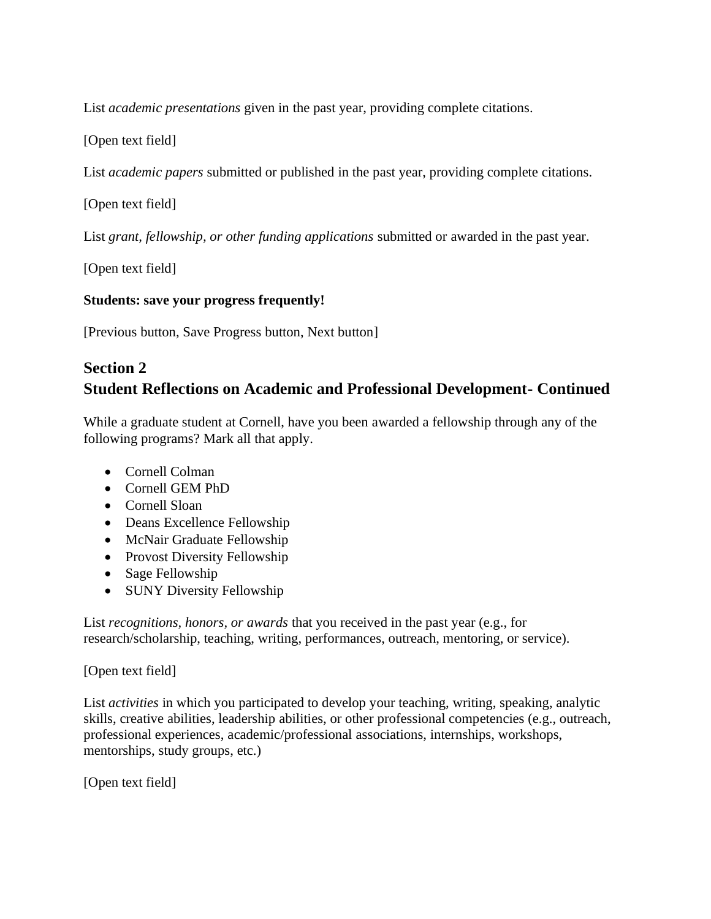List *academic presentations* given in the past year, providing complete citations.

[Open text field]

List *academic papers* submitted or published in the past year, providing complete citations.

[Open text field]

List *grant, fellowship, or other funding applications* submitted or awarded in the past year.

[Open text field]

**Students: save your progress frequently!**

[Previous button, Save Progress button, Next button]

## Section 2
## Student Reflections on Academic and Professional Development- Continued

While a graduate student at Cornell, have you been awarded a fellowship through any of the following programs? Mark all that apply.

- Cornell Colman
- Cornell GEM PhD
- Cornell Sloan
- Deans Excellence Fellowship
- McNair Graduate Fellowship
- Provost Diversity Fellowship
- Sage Fellowship
- SUNY Diversity Fellowship

List *recognitions, honors, or awards* that you received in the past year (e.g., for research/scholarship, teaching, writing, performances, outreach, mentoring, or service).

[Open text field]

List *activities* in which you participated to develop your teaching, writing, speaking, analytic skills, creative abilities, leadership abilities, or other professional competencies (e.g., outreach, professional experiences, academic/professional associations, internships, workshops, mentorships, study groups, etc.)

[Open text field]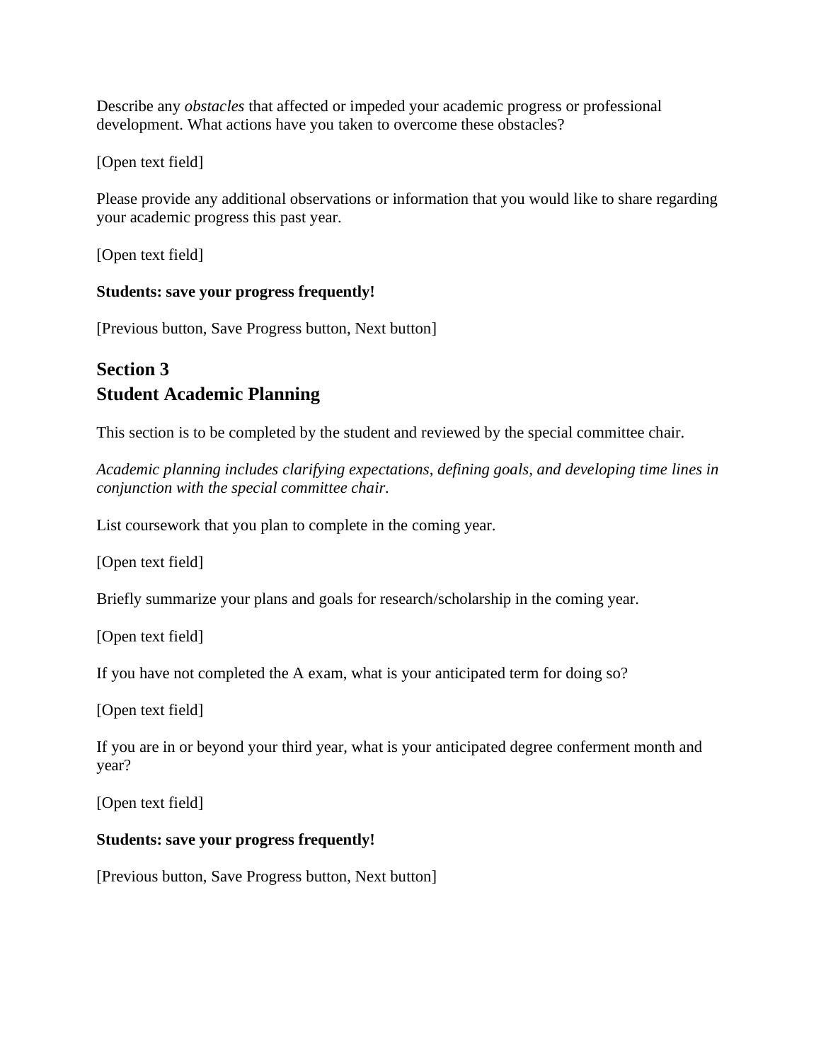Describe any *obstacles* that affected or impeded your academic progress or professional development. What actions have you taken to overcome these obstacles?

[Open text field]

Please provide any additional observations or information that you would like to share regarding your academic progress this past year.

[Open text field]

**Students: save your progress frequently!**

[Previous button, Save Progress button, Next button]

## Section 3
## Student Academic Planning

This section is to be completed by the student and reviewed by the special committee chair.

*Academic planning includes clarifying expectations, defining goals, and developing time lines in conjunction with the special committee chair.*

List coursework that you plan to complete in the coming year.

[Open text field]

Briefly summarize your plans and goals for research/scholarship in the coming year.

[Open text field]

If you have not completed the A exam, what is your anticipated term for doing so?

[Open text field]

If you are in or beyond your third year, what is your anticipated degree conferment month and year?

[Open text field]

**Students: save your progress frequently!**

[Previous button, Save Progress button, Next button]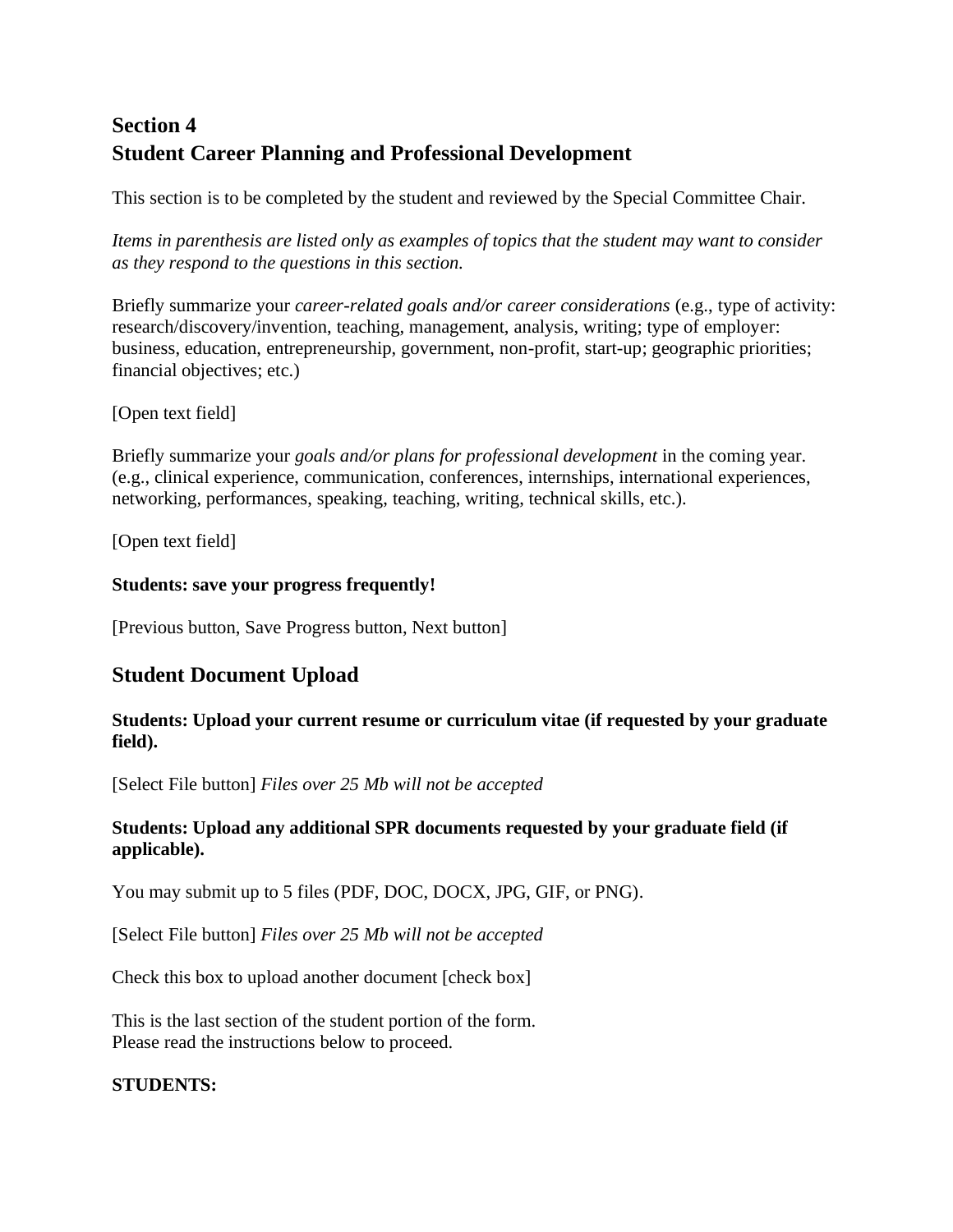## Section 4
## Student Career Planning and Professional Development

This section is to be completed by the student and reviewed by the Special Committee Chair.

*Items in parenthesis are listed only as examples of topics that the student may want to consider as they respond to the questions in this section.*

Briefly summarize your *career-related goals and/or career considerations* (e.g., type of activity: research/discovery/invention, teaching, management, analysis, writing; type of employer: business, education, entrepreneurship, government, non-profit, start-up; geographic priorities; financial objectives; etc.)

[Open text field]

Briefly summarize your *goals and/or plans for professional development* in the coming year. (e.g., clinical experience, communication, conferences, internships, international experiences, networking, performances, speaking, teaching, writing, technical skills, etc.).

[Open text field]

**Students: save your progress frequently!**

[Previous button, Save Progress button, Next button]

## Student Document Upload

**Students: Upload your current resume or curriculum vitae (if requested by your graduate field).**

[Select File button] *Files over 25 Mb will not be accepted*

**Students: Upload any additional SPR documents requested by your graduate field (if applicable).**

You may submit up to 5 files (PDF, DOC, DOCX, JPG, GIF, or PNG).

[Select File button] *Files over 25 Mb will not be accepted*

Check this box to upload another document [check box]

This is the last section of the student portion of the form.
Please read the instructions below to proceed.

**STUDENTS:**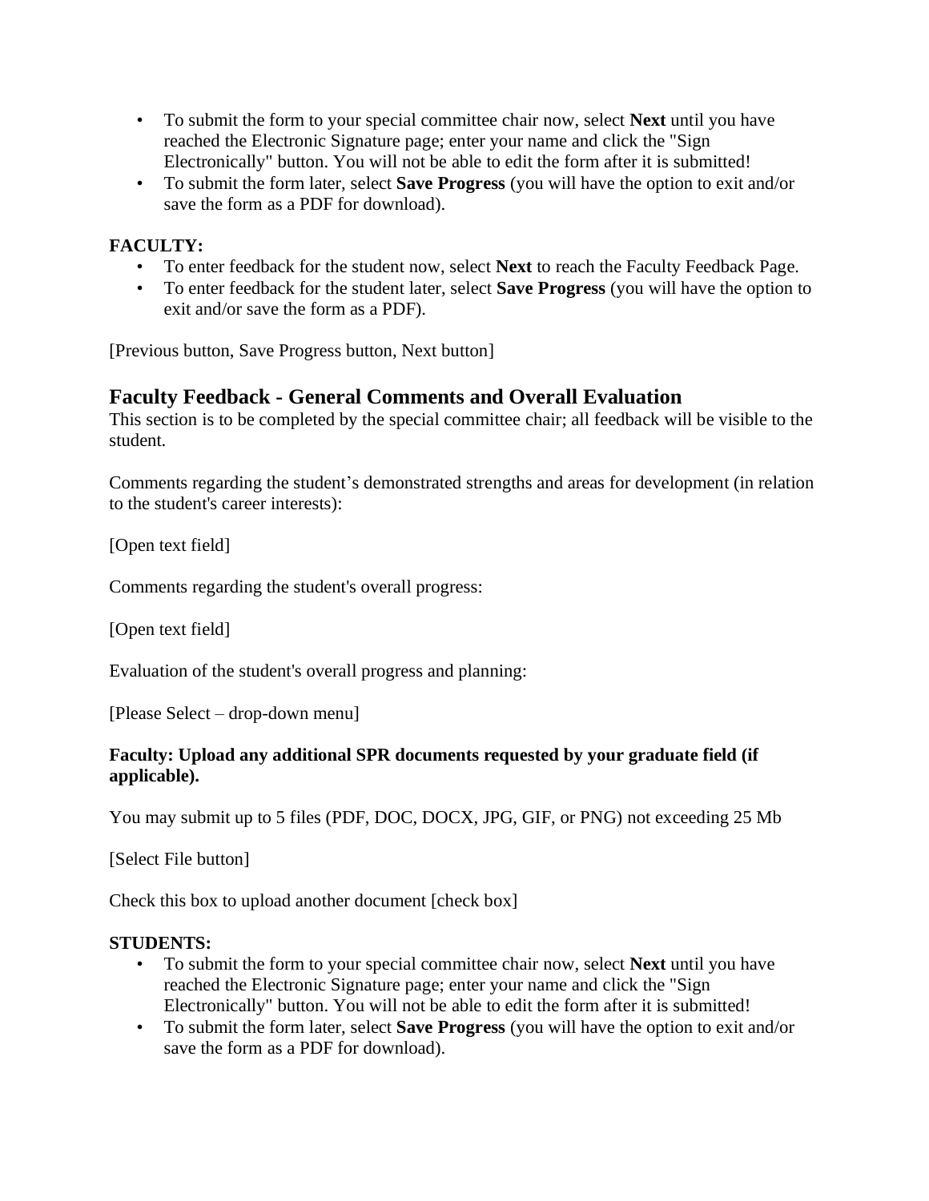- To submit the form to your special committee chair now, select **Next** until you have reached the Electronic Signature page; enter your name and click the "Sign Electronically" button. You will not be able to edit the form after it is submitted!
- To submit the form later, select **Save Progress** (you will have the option to exit and/or save the form as a PDF for download).

**FACULTY:**

- To enter feedback for the student now, select **Next** to reach the Faculty Feedback Page.
- To enter feedback for the student later, select **Save Progress** (you will have the option to exit and/or save the form as a PDF).

[Previous button, Save Progress button, Next button]

## Faculty Feedback - General Comments and Overall Evaluation

This section is to be completed by the special committee chair; all feedback will be visible to the student.

Comments regarding the student's demonstrated strengths and areas for development (in relation to the student's career interests):

[Open text field]

Comments regarding the student's overall progress:

[Open text field]

Evaluation of the student's overall progress and planning:

[Please Select – drop-down menu]

**Faculty: Upload any additional SPR documents requested by your graduate field (if applicable).**

You may submit up to 5 files (PDF, DOC, DOCX, JPG, GIF, or PNG) not exceeding 25 Mb

[Select File button]

Check this box to upload another document [check box]

**STUDENTS:**

- To submit the form to your special committee chair now, select **Next** until you have reached the Electronic Signature page; enter your name and click the "Sign Electronically" button. You will not be able to edit the form after it is submitted!
- To submit the form later, select **Save Progress** (you will have the option to exit and/or save the form as a PDF for download).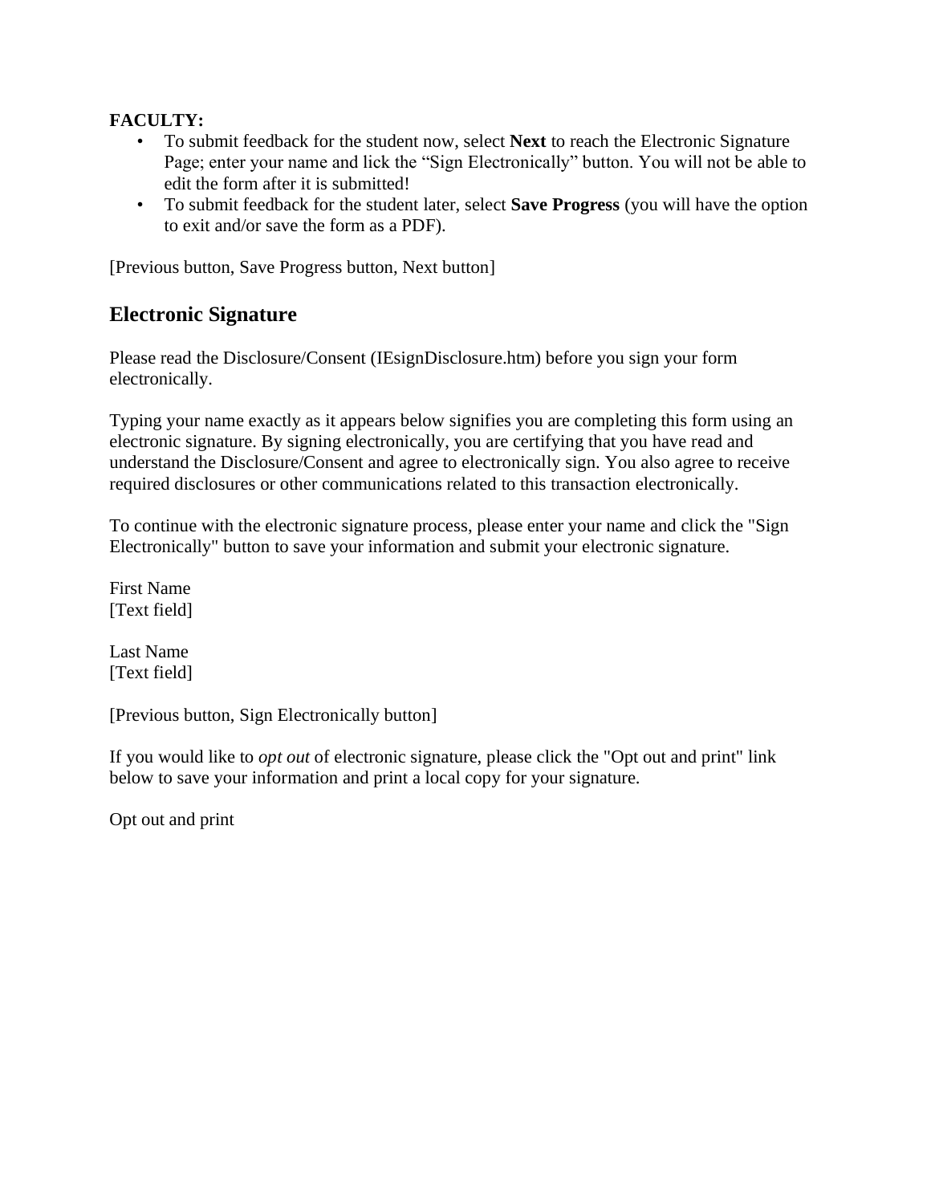**FACULTY:**

- To submit feedback for the student now, select **Next** to reach the Electronic Signature Page; enter your name and lick the "Sign Electronically" button. You will not be able to edit the form after it is submitted!
- To submit feedback for the student later, select **Save Progress** (you will have the option to exit and/or save the form as a PDF).

[Previous button, Save Progress button, Next button]

## Electronic Signature

Please read the Disclosure/Consent (IEsignDisclosure.htm) before you sign your form electronically.

Typing your name exactly as it appears below signifies you are completing this form using an electronic signature. By signing electronically, you are certifying that you have read and understand the Disclosure/Consent and agree to electronically sign. You also agree to receive required disclosures or other communications related to this transaction electronically.

To continue with the electronic signature process, please enter your name and click the "Sign Electronically" button to save your information and submit your electronic signature.

First Name
[Text field]

Last Name
[Text field]

[Previous button, Sign Electronically button]

If you would like to *opt out* of electronic signature, please click the "Opt out and print" link below to save your information and print a local copy for your signature.

Opt out and print